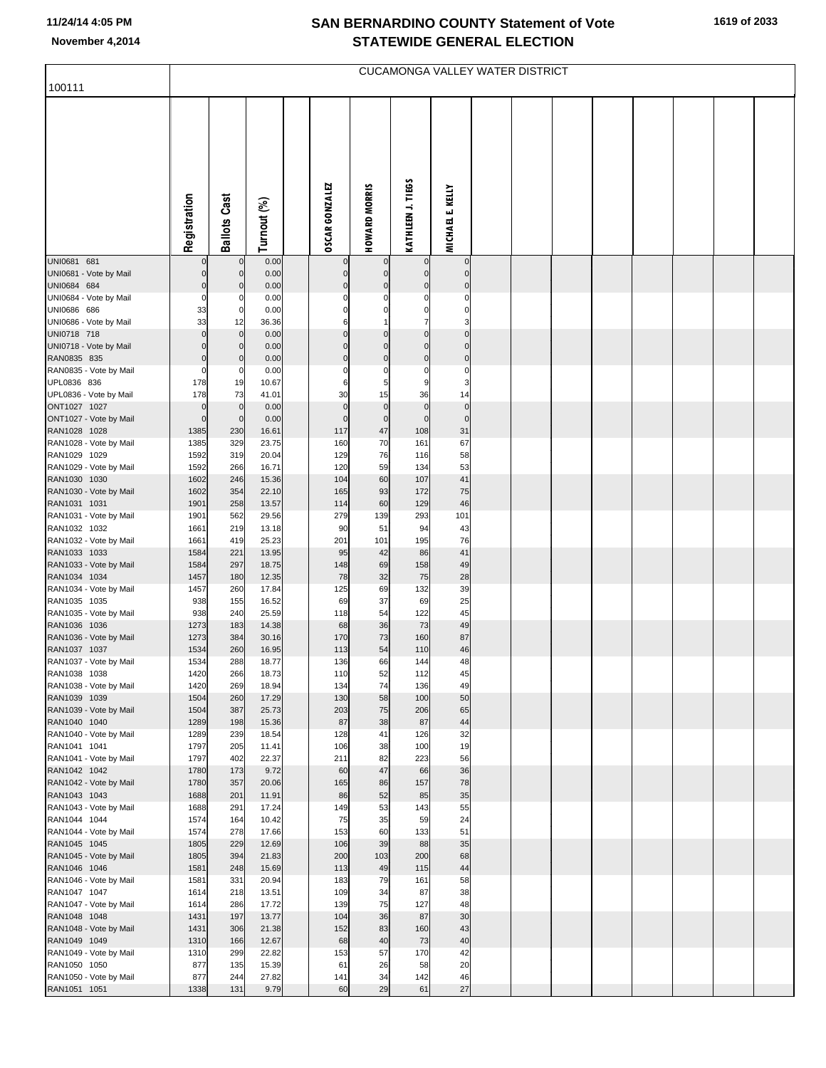# SAN BERNARDINO COUNTY Statement of Vote
## STATEWIDE GENERAL ELECTION

11/24/14 4:05 PM
November 4,2014

### CUCAMONGA VALLEY WATER DISTRICT

100111

| | Registration | Ballots Cast | Turnout (%) | | OSCAR GONZALEZ | HOWARD MORRIS | KATHLEEN J. TIEGS | MICHAEL E. KELLY |
|---|---|---|---|---|---|---|---|---|
| UNI0681 681 | 0 | 0 | 0.00 | | 0 | 0 | 0 | 0 |
| UNI0681 - Vote by Mail | 0 | 0 | 0.00 | | 0 | 0 | 0 | 0 |
| UNI0684 684 | 0 | 0 | 0.00 | | 0 | 0 | 0 | 0 |
| UNI0684 - Vote by Mail | 0 | 0 | 0.00 | | 0 | 0 | 0 | 0 |
| UNI0686 686 | 33 | 0 | 0.00 | | 0 | 0 | 0 | 0 |
| UNI0686 - Vote by Mail | 33 | 12 | 36.36 | | 6 | 1 | 7 | 3 |
| UNI0718 718 | 0 | 0 | 0.00 | | 0 | 0 | 0 | 0 |
| UNI0718 - Vote by Mail | 0 | 0 | 0.00 | | 0 | 0 | 0 | 0 |
| RAN0835 835 | 0 | 0 | 0.00 | | 0 | 0 | 0 | 0 |
| RAN0835 - Vote by Mail | 0 | 0 | 0.00 | | 0 | 0 | 0 | 0 |
| UPL0836 836 | 178 | 19 | 10.67 | | 6 | 5 | 9 | 3 |
| UPL0836 - Vote by Mail | 178 | 73 | 41.01 | | 30 | 15 | 36 | 14 |
| ONT1027 1027 | 0 | 0 | 0.00 | | 0 | 0 | 0 | 0 |
| ONT1027 - Vote by Mail | 0 | 0 | 0.00 | | 0 | 0 | 0 | 0 |
| RAN1028 1028 | 1385 | 230 | 16.61 | | 117 | 47 | 108 | 31 |
| RAN1028 - Vote by Mail | 1385 | 329 | 23.75 | | 160 | 70 | 161 | 67 |
| RAN1029 1029 | 1592 | 319 | 20.04 | | 129 | 76 | 116 | 58 |
| RAN1029 - Vote by Mail | 1592 | 266 | 16.71 | | 120 | 59 | 134 | 53 |
| RAN1030 1030 | 1602 | 246 | 15.36 | | 104 | 60 | 107 | 41 |
| RAN1030 - Vote by Mail | 1602 | 354 | 22.10 | | 165 | 93 | 172 | 75 |
| RAN1031 1031 | 1901 | 258 | 13.57 | | 114 | 60 | 129 | 46 |
| RAN1031 - Vote by Mail | 1901 | 562 | 29.56 | | 279 | 139 | 293 | 101 |
| RAN1032 1032 | 1661 | 219 | 13.18 | | 90 | 51 | 94 | 43 |
| RAN1032 - Vote by Mail | 1661 | 419 | 25.23 | | 201 | 101 | 195 | 76 |
| RAN1033 1033 | 1584 | 221 | 13.95 | | 95 | 42 | 86 | 41 |
| RAN1033 - Vote by Mail | 1584 | 297 | 18.75 | | 148 | 69 | 158 | 49 |
| RAN1034 1034 | 1457 | 180 | 12.35 | | 78 | 32 | 75 | 28 |
| RAN1034 - Vote by Mail | 1457 | 260 | 17.84 | | 125 | 69 | 132 | 39 |
| RAN1035 1035 | 938 | 155 | 16.52 | | 69 | 37 | 69 | 25 |
| RAN1035 - Vote by Mail | 938 | 240 | 25.59 | | 118 | 54 | 122 | 45 |
| RAN1036 1036 | 1273 | 183 | 14.38 | | 68 | 36 | 73 | 49 |
| RAN1036 - Vote by Mail | 1273 | 384 | 30.16 | | 170 | 73 | 160 | 87 |
| RAN1037 1037 | 1534 | 260 | 16.95 | | 113 | 54 | 110 | 46 |
| RAN1037 - Vote by Mail | 1534 | 288 | 18.77 | | 136 | 66 | 144 | 48 |
| RAN1038 1038 | 1420 | 266 | 18.73 | | 110 | 52 | 112 | 45 |
| RAN1038 - Vote by Mail | 1420 | 269 | 18.94 | | 134 | 74 | 136 | 49 |
| RAN1039 1039 | 1504 | 260 | 17.29 | | 130 | 58 | 100 | 50 |
| RAN1039 - Vote by Mail | 1504 | 387 | 25.73 | | 203 | 75 | 206 | 65 |
| RAN1040 1040 | 1289 | 198 | 15.36 | | 87 | 38 | 87 | 44 |
| RAN1040 - Vote by Mail | 1289 | 239 | 18.54 | | 128 | 41 | 126 | 32 |
| RAN1041 1041 | 1797 | 205 | 11.41 | | 106 | 38 | 100 | 19 |
| RAN1041 - Vote by Mail | 1797 | 402 | 22.37 | | 211 | 82 | 223 | 56 |
| RAN1042 1042 | 1780 | 173 | 9.72 | | 60 | 47 | 66 | 36 |
| RAN1042 - Vote by Mail | 1780 | 357 | 20.06 | | 165 | 86 | 157 | 78 |
| RAN1043 1043 | 1688 | 201 | 11.91 | | 86 | 52 | 85 | 35 |
| RAN1043 - Vote by Mail | 1688 | 291 | 17.24 | | 149 | 53 | 143 | 55 |
| RAN1044 1044 | 1574 | 164 | 10.42 | | 75 | 35 | 59 | 24 |
| RAN1044 - Vote by Mail | 1574 | 278 | 17.66 | | 153 | 60 | 133 | 51 |
| RAN1045 1045 | 1805 | 229 | 12.69 | | 106 | 39 | 88 | 35 |
| RAN1045 - Vote by Mail | 1805 | 394 | 21.83 | | 200 | 103 | 200 | 68 |
| RAN1046 1046 | 1581 | 248 | 15.69 | | 113 | 49 | 115 | 44 |
| RAN1046 - Vote by Mail | 1581 | 331 | 20.94 | | 183 | 79 | 161 | 58 |
| RAN1047 1047 | 1614 | 218 | 13.51 | | 109 | 34 | 87 | 38 |
| RAN1047 - Vote by Mail | 1614 | 286 | 17.72 | | 139 | 75 | 127 | 48 |
| RAN1048 1048 | 1431 | 197 | 13.77 | | 104 | 36 | 87 | 30 |
| RAN1048 - Vote by Mail | 1431 | 306 | 21.38 | | 152 | 83 | 160 | 43 |
| RAN1049 1049 | 1310 | 166 | 12.67 | | 68 | 40 | 73 | 40 |
| RAN1049 - Vote by Mail | 1310 | 299 | 22.82 | | 153 | 57 | 170 | 42 |
| RAN1050 1050 | 877 | 135 | 15.39 | | 61 | 26 | 58 | 20 |
| RAN1050 - Vote by Mail | 877 | 244 | 27.82 | | 141 | 34 | 142 | 46 |
| RAN1051 1051 | 1338 | 131 | 9.79 | | 60 | 29 | 61 | 27 |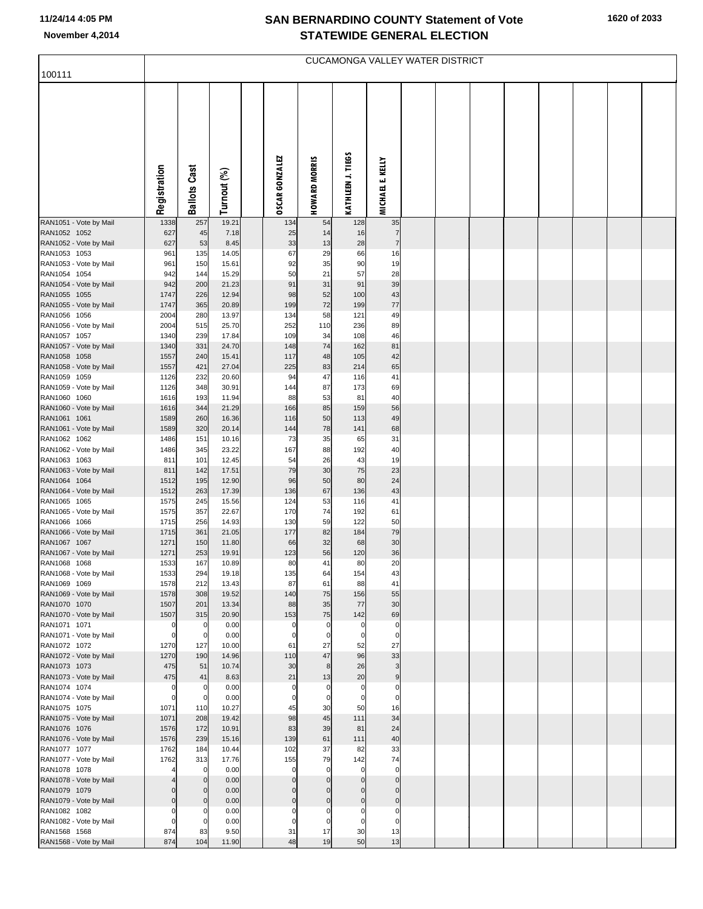# SAN BERNARDINO COUNTY Statement of Vote
## STATEWIDE GENERAL ELECTION

November 4,2014

100111

CUCAMONGA VALLEY WATER DISTRICT

| | Registration | Ballots Cast | Turnout (%) | | OSCAR GONZALEZ | HOWARD MORRIS | KATHLEEN J. TIEGS | MICHAEL E. KELLY |
|---|---|---|---|---|---|---|---|---|
| RAN1051 - Vote by Mail | 1338 | 257 | 19.21 | | 134 | 54 | 128 | 35 |
| RAN1052 1052 | 627 | 45 | 7.18 | | 25 | 14 | 16 | 7 |
| RAN1052 - Vote by Mail | 627 | 53 | 8.45 | | 33 | 13 | 28 | 7 |
| RAN1053 1053 | 961 | 135 | 14.05 | | 67 | 29 | 66 | 16 |
| RAN1053 - Vote by Mail | 961 | 150 | 15.61 | | 92 | 35 | 90 | 19 |
| RAN1054 1054 | 942 | 144 | 15.29 | | 50 | 21 | 57 | 28 |
| RAN1054 - Vote by Mail | 942 | 200 | 21.23 | | 91 | 31 | 91 | 39 |
| RAN1055 1055 | 1747 | 226 | 12.94 | | 98 | 52 | 100 | 43 |
| RAN1055 - Vote by Mail | 1747 | 365 | 20.89 | | 199 | 72 | 199 | 77 |
| RAN1056 1056 | 2004 | 280 | 13.97 | | 134 | 58 | 121 | 49 |
| RAN1056 - Vote by Mail | 2004 | 515 | 25.70 | | 252 | 110 | 236 | 89 |
| RAN1057 1057 | 1340 | 239 | 17.84 | | 109 | 34 | 108 | 46 |
| RAN1057 - Vote by Mail | 1340 | 331 | 24.70 | | 148 | 74 | 162 | 81 |
| RAN1058 1058 | 1557 | 240 | 15.41 | | 117 | 48 | 105 | 42 |
| RAN1058 - Vote by Mail | 1557 | 421 | 27.04 | | 225 | 83 | 214 | 65 |
| RAN1059 1059 | 1126 | 232 | 20.60 | | 94 | 47 | 116 | 41 |
| RAN1059 - Vote by Mail | 1126 | 348 | 30.91 | | 144 | 87 | 173 | 69 |
| RAN1060 1060 | 1616 | 193 | 11.94 | | 88 | 53 | 81 | 40 |
| RAN1060 - Vote by Mail | 1616 | 344 | 21.29 | | 166 | 85 | 159 | 56 |
| RAN1061 1061 | 1589 | 260 | 16.36 | | 116 | 50 | 113 | 49 |
| RAN1061 - Vote by Mail | 1589 | 320 | 20.14 | | 144 | 78 | 141 | 68 |
| RAN1062 1062 | 1486 | 151 | 10.16 | | 73 | 35 | 65 | 31 |
| RAN1062 - Vote by Mail | 1486 | 345 | 23.22 | | 167 | 88 | 192 | 40 |
| RAN1063 1063 | 811 | 101 | 12.45 | | 54 | 26 | 43 | 19 |
| RAN1063 - Vote by Mail | 811 | 142 | 17.51 | | 79 | 30 | 75 | 23 |
| RAN1064 1064 | 1512 | 195 | 12.90 | | 96 | 50 | 80 | 24 |
| RAN1064 - Vote by Mail | 1512 | 263 | 17.39 | | 136 | 67 | 136 | 43 |
| RAN1065 1065 | 1575 | 245 | 15.56 | | 124 | 53 | 116 | 41 |
| RAN1065 - Vote by Mail | 1575 | 357 | 22.67 | | 170 | 74 | 192 | 61 |
| RAN1066 1066 | 1715 | 256 | 14.93 | | 130 | 59 | 122 | 50 |
| RAN1066 - Vote by Mail | 1715 | 361 | 21.05 | | 177 | 82 | 184 | 79 |
| RAN1067 1067 | 1271 | 150 | 11.80 | | 66 | 32 | 68 | 30 |
| RAN1067 - Vote by Mail | 1271 | 253 | 19.91 | | 123 | 56 | 120 | 36 |
| RAN1068 1068 | 1533 | 167 | 10.89 | | 80 | 41 | 80 | 20 |
| RAN1068 - Vote by Mail | 1533 | 294 | 19.18 | | 135 | 64 | 154 | 43 |
| RAN1069 1069 | 1578 | 212 | 13.43 | | 87 | 61 | 88 | 41 |
| RAN1069 - Vote by Mail | 1578 | 308 | 19.52 | | 140 | 75 | 156 | 55 |
| RAN1070 1070 | 1507 | 201 | 13.34 | | 88 | 35 | 77 | 30 |
| RAN1070 - Vote by Mail | 1507 | 315 | 20.90 | | 153 | 75 | 142 | 69 |
| RAN1071 1071 | 0 | 0 | 0.00 | | 0 | 0 | 0 | 0 |
| RAN1071 - Vote by Mail | 0 | 0 | 0.00 | | 0 | 0 | 0 | 0 |
| RAN1072 1072 | 1270 | 127 | 10.00 | | 61 | 27 | 52 | 27 |
| RAN1072 - Vote by Mail | 1270 | 190 | 14.96 | | 110 | 47 | 96 | 33 |
| RAN1073 1073 | 475 | 51 | 10.74 | | 30 | 8 | 26 | 3 |
| RAN1073 - Vote by Mail | 475 | 41 | 8.63 | | 21 | 13 | 20 | 9 |
| RAN1074 1074 | 0 | 0 | 0.00 | | 0 | 0 | 0 | 0 |
| RAN1074 - Vote by Mail | 0 | 0 | 0.00 | | 0 | 0 | 0 | 0 |
| RAN1075 1075 | 1071 | 110 | 10.27 | | 45 | 30 | 50 | 16 |
| RAN1075 - Vote by Mail | 1071 | 208 | 19.42 | | 98 | 45 | 111 | 34 |
| RAN1076 1076 | 1576 | 172 | 10.91 | | 83 | 39 | 81 | 24 |
| RAN1076 - Vote by Mail | 1576 | 239 | 15.16 | | 139 | 61 | 111 | 40 |
| RAN1077 1077 | 1762 | 184 | 10.44 | | 102 | 37 | 82 | 33 |
| RAN1077 - Vote by Mail | 1762 | 313 | 17.76 | | 155 | 79 | 142 | 74 |
| RAN1078 1078 | 4 | 0 | 0.00 | | 0 | 0 | 0 | 0 |
| RAN1078 - Vote by Mail | 4 | 0 | 0.00 | | 0 | 0 | 0 | 0 |
| RAN1079 1079 | 0 | 0 | 0.00 | | 0 | 0 | 0 | 0 |
| RAN1079 - Vote by Mail | 0 | 0 | 0.00 | | 0 | 0 | 0 | 0 |
| RAN1082 1082 | 0 | 0 | 0.00 | | 0 | 0 | 0 | 0 |
| RAN1082 - Vote by Mail | 0 | 0 | 0.00 | | 0 | 0 | 0 | 0 |
| RAN1568 1568 | 874 | 83 | 9.50 | | 31 | 17 | 30 | 13 |
| RAN1568 - Vote by Mail | 874 | 104 | 11.90 | | 48 | 19 | 50 | 13 |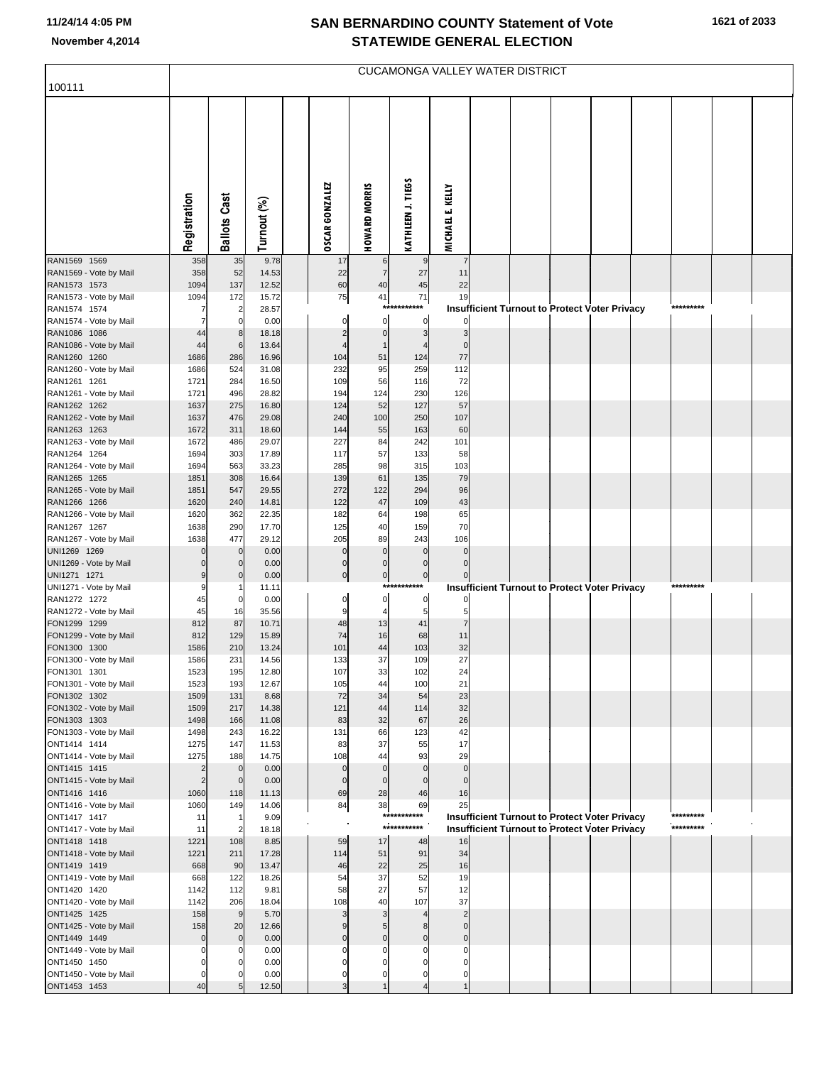# SAN BERNARDINO COUNTY Statement of Vote
## STATEWIDE GENERAL ELECTION

November 4,2014

100111

CUCAMONGA VALLEY WATER DISTRICT

| | Registration | Ballots Cast | Turnout (%) | | OSCAR GONZALEZ | HOWARD MORRIS | KATHLEEN J. TIEGS | MICHAEL E. KELLY |
|---|---|---|---|---|---|---|---|---|
| RAN1569 1569 | 358 | 35 | 9.78 | | 17 | 6 | 9 | 7 |
| RAN1569 - Vote by Mail | 358 | 52 | 14.53 | | 22 | 7 | 27 | 11 |
| RAN1573 1573 | 1094 | 137 | 12.52 | | 60 | 40 | 45 | 22 |
| RAN1573 - Vote by Mail | 1094 | 172 | 15.72 | | 75 | 41 | 71 | 19 |
| RAN1574 1574 | 7 | 2 | 28.57 | | *********** Insufficient Turnout to Protect Voter Privacy ********* | | | |
| RAN1574 - Vote by Mail | 7 | 0 | 0.00 | | 0 | 0 | 0 | 0 |
| RAN1086 1086 | 44 | 8 | 18.18 | | 2 | 0 | 3 | 3 |
| RAN1086 - Vote by Mail | 44 | 6 | 13.64 | | 4 | 1 | 4 | 0 |
| RAN1260 1260 | 1686 | 286 | 16.96 | | 104 | 51 | 124 | 77 |
| RAN1260 - Vote by Mail | 1686 | 524 | 31.08 | | 232 | 95 | 259 | 112 |
| RAN1261 1261 | 1721 | 284 | 16.50 | | 109 | 56 | 116 | 72 |
| RAN1261 - Vote by Mail | 1721 | 496 | 28.82 | | 194 | 124 | 230 | 126 |
| RAN1262 1262 | 1637 | 275 | 16.80 | | 124 | 52 | 127 | 57 |
| RAN1262 - Vote by Mail | 1637 | 476 | 29.08 | | 240 | 100 | 250 | 107 |
| RAN1263 1263 | 1672 | 311 | 18.60 | | 144 | 55 | 163 | 60 |
| RAN1263 - Vote by Mail | 1672 | 486 | 29.07 | | 227 | 84 | 242 | 101 |
| RAN1264 1264 | 1694 | 303 | 17.89 | | 117 | 57 | 133 | 58 |
| RAN1264 - Vote by Mail | 1694 | 563 | 33.23 | | 285 | 98 | 315 | 103 |
| RAN1265 1265 | 1851 | 308 | 16.64 | | 139 | 61 | 135 | 79 |
| RAN1265 - Vote by Mail | 1851 | 547 | 29.55 | | 272 | 122 | 294 | 96 |
| RAN1266 1266 | 1620 | 240 | 14.81 | | 122 | 47 | 109 | 43 |
| RAN1266 - Vote by Mail | 1620 | 362 | 22.35 | | 182 | 64 | 198 | 65 |
| RAN1267 1267 | 1638 | 290 | 17.70 | | 125 | 40 | 159 | 70 |
| RAN1267 - Vote by Mail | 1638 | 477 | 29.12 | | 205 | 89 | 243 | 106 |
| UNI1269 1269 | 0 | 0 | 0.00 | | 0 | 0 | 0 | 0 |
| UNI1269 - Vote by Mail | 0 | 0 | 0.00 | | 0 | 0 | 0 | 0 |
| UNI1271 1271 | 9 | 0 | 0.00 | | 0 | 0 | 0 | 0 |
| UNI1271 - Vote by Mail | 9 | 1 | 11.11 | | *********** Insufficient Turnout to Protect Voter Privacy ********* | | | |
| RAN1272 1272 | 45 | 0 | 0.00 | | 0 | 0 | 0 | 0 |
| RAN1272 - Vote by Mail | 45 | 16 | 35.56 | | 9 | 4 | 5 | 5 |
| FON1299 1299 | 812 | 87 | 10.71 | | 48 | 13 | 41 | 7 |
| FON1299 - Vote by Mail | 812 | 129 | 15.89 | | 74 | 16 | 68 | 11 |
| FON1300 1300 | 1586 | 210 | 13.24 | | 101 | 44 | 103 | 32 |
| FON1300 - Vote by Mail | 1586 | 231 | 14.56 | | 133 | 37 | 109 | 27 |
| FON1301 1301 | 1523 | 195 | 12.80 | | 107 | 33 | 102 | 24 |
| FON1301 - Vote by Mail | 1523 | 193 | 12.67 | | 105 | 44 | 100 | 21 |
| FON1302 1302 | 1509 | 131 | 8.68 | | 72 | 34 | 54 | 23 |
| FON1302 - Vote by Mail | 1509 | 217 | 14.38 | | 121 | 44 | 114 | 32 |
| FON1303 1303 | 1498 | 166 | 11.08 | | 83 | 32 | 67 | 26 |
| FON1303 - Vote by Mail | 1498 | 243 | 16.22 | | 131 | 66 | 123 | 42 |
| ONT1414 1414 | 1275 | 147 | 11.53 | | 83 | 37 | 55 | 17 |
| ONT1414 - Vote by Mail | 1275 | 188 | 14.75 | | 108 | 44 | 93 | 29 |
| ONT1415 1415 | 2 | 0 | 0.00 | | 0 | 0 | 0 | 0 |
| ONT1415 - Vote by Mail | 2 | 0 | 0.00 | | 0 | 0 | 0 | 0 |
| ONT1416 1416 | 1060 | 118 | 11.13 | | 69 | 28 | 46 | 16 |
| ONT1416 - Vote by Mail | 1060 | 149 | 14.06 | | 84 | 38 | 69 | 25 |
| ONT1417 1417 | 11 | 1 | 9.09 | | *********** Insufficient Turnout to Protect Voter Privacy ********* | | | |
| ONT1417 - Vote by Mail | 11 | 2 | 18.18 | | *********** Insufficient Turnout to Protect Voter Privacy ********* | | | |
| ONT1418 1418 | 1221 | 108 | 8.85 | | 59 | 17 | 48 | 16 |
| ONT1418 - Vote by Mail | 1221 | 211 | 17.28 | | 114 | 51 | 91 | 34 |
| ONT1419 1419 | 668 | 90 | 13.47 | | 46 | 22 | 25 | 16 |
| ONT1419 - Vote by Mail | 668 | 122 | 18.26 | | 54 | 37 | 52 | 19 |
| ONT1420 1420 | 1142 | 112 | 9.81 | | 58 | 27 | 57 | 12 |
| ONT1420 - Vote by Mail | 1142 | 206 | 18.04 | | 108 | 40 | 107 | 37 |
| ONT1425 1425 | 158 | 9 | 5.70 | | 3 | 3 | 4 | 2 |
| ONT1425 - Vote by Mail | 158 | 20 | 12.66 | | 9 | 5 | 8 | 0 |
| ONT1449 1449 | 0 | 0 | 0.00 | | 0 | 0 | 0 | 0 |
| ONT1449 - Vote by Mail | 0 | 0 | 0.00 | | 0 | 0 | 0 | 0 |
| ONT1450 1450 | 0 | 0 | 0.00 | | 0 | 0 | 0 | 0 |
| ONT1450 - Vote by Mail | 0 | 0 | 0.00 | | 0 | 0 | 0 | 0 |
| ONT1453 1453 | 40 | 5 | 12.50 | | 3 | 1 | 4 | 1 |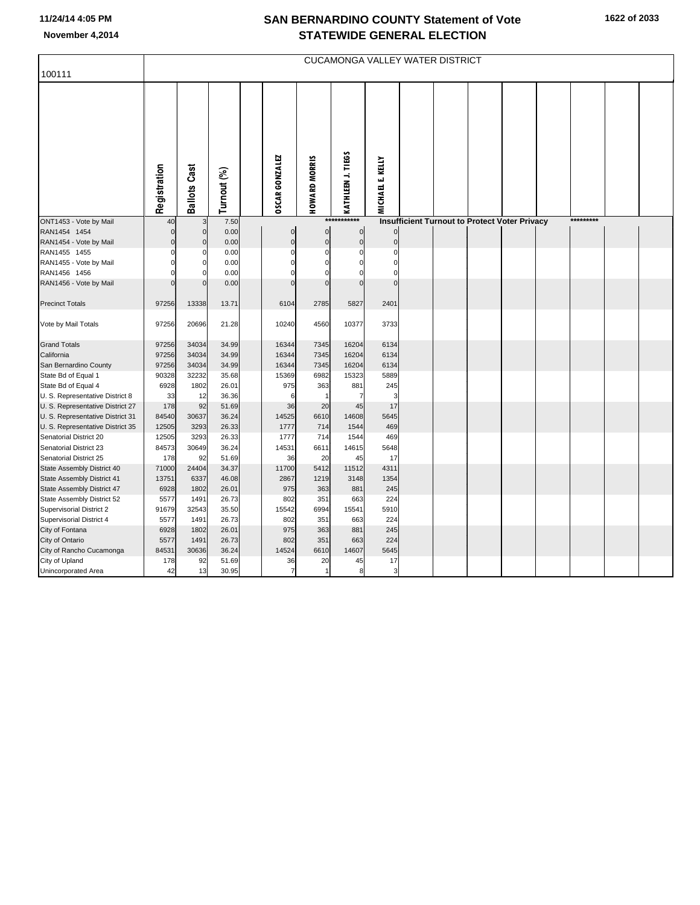# SAN BERNARDINO COUNTY Statement of Vote
# STATEWIDE GENERAL ELECTION

11/24/14 4:05 PM
November 4,2014

## CUCAMONGA VALLEY WATER DISTRICT

100111

| | Registration | Ballots Cast | Turnout (%) | OSCAR GONZALEZ | HOWARD MORRIS | KATHLEEN J. TIEGS | MICHAEL E. KELLY |
|---|---|---|---|---|---|---|---|
| ONT1453 - Vote by Mail | 40 | 3 | 7.50 | | | *********** Insufficient Turnout to Protect Voter Privacy ********* | |
| RAN1454 1454 | 0 | 0 | 0.00 | 0 | 0 | 0 | 0 |
| RAN1454 - Vote by Mail | 0 | 0 | 0.00 | 0 | 0 | 0 | 0 |
| RAN1455 1455 | 0 | 0 | 0.00 | 0 | 0 | 0 | 0 |
| RAN1455 - Vote by Mail | 0 | 0 | 0.00 | 0 | 0 | 0 | 0 |
| RAN1456 1456 | 0 | 0 | 0.00 | 0 | 0 | 0 | 0 |
| RAN1456 - Vote by Mail | 0 | 0 | 0.00 | 0 | 0 | 0 | 0 |
| Precinct Totals | 97256 | 13338 | 13.71 | 6104 | 2785 | 5827 | 2401 |
| Vote by Mail Totals | 97256 | 20696 | 21.28 | 10240 | 4560 | 10377 | 3733 |
| Grand Totals | 97256 | 34034 | 34.99 | 16344 | 7345 | 16204 | 6134 |
| California | 97256 | 34034 | 34.99 | 16344 | 7345 | 16204 | 6134 |
| San Bernardino County | 97256 | 34034 | 34.99 | 16344 | 7345 | 16204 | 6134 |
| State Bd of Equal 1 | 90328 | 32232 | 35.68 | 15369 | 6982 | 15323 | 5889 |
| State Bd of Equal 4 | 6928 | 1802 | 26.01 | 975 | 363 | 881 | 245 |
| U. S. Representative District 8 | 33 | 12 | 36.36 | 6 | 1 | 7 | 3 |
| U. S. Representative District 27 | 178 | 92 | 51.69 | 36 | 20 | 45 | 17 |
| U. S. Representative District 31 | 84540 | 30637 | 36.24 | 14525 | 6610 | 14608 | 5645 |
| U. S. Representative District 35 | 12505 | 3293 | 26.33 | 1777 | 714 | 1544 | 469 |
| Senatorial District 20 | 12505 | 3293 | 26.33 | 1777 | 714 | 1544 | 469 |
| Senatorial District 23 | 84573 | 30649 | 36.24 | 14531 | 6611 | 14615 | 5648 |
| Senatorial District 25 | 178 | 92 | 51.69 | 36 | 20 | 45 | 17 |
| State Assembly District 40 | 71000 | 24404 | 34.37 | 11700 | 5412 | 11512 | 4311 |
| State Assembly District 41 | 13751 | 6337 | 46.08 | 2867 | 1219 | 3148 | 1354 |
| State Assembly District 47 | 6928 | 1802 | 26.01 | 975 | 363 | 881 | 245 |
| State Assembly District 52 | 5577 | 1491 | 26.73 | 802 | 351 | 663 | 224 |
| Supervisorial District 2 | 91679 | 32543 | 35.50 | 15542 | 6994 | 15541 | 5910 |
| Supervisorial District 4 | 5577 | 1491 | 26.73 | 802 | 351 | 663 | 224 |
| City of Fontana | 6928 | 1802 | 26.01 | 975 | 363 | 881 | 245 |
| City of Ontario | 5577 | 1491 | 26.73 | 802 | 351 | 663 | 224 |
| City of Rancho Cucamonga | 84531 | 30636 | 36.24 | 14524 | 6610 | 14607 | 5645 |
| City of Upland | 178 | 92 | 51.69 | 36 | 20 | 45 | 17 |
| Unincorporated Area | 42 | 13 | 30.95 | 7 | 1 | 8 | 3 |